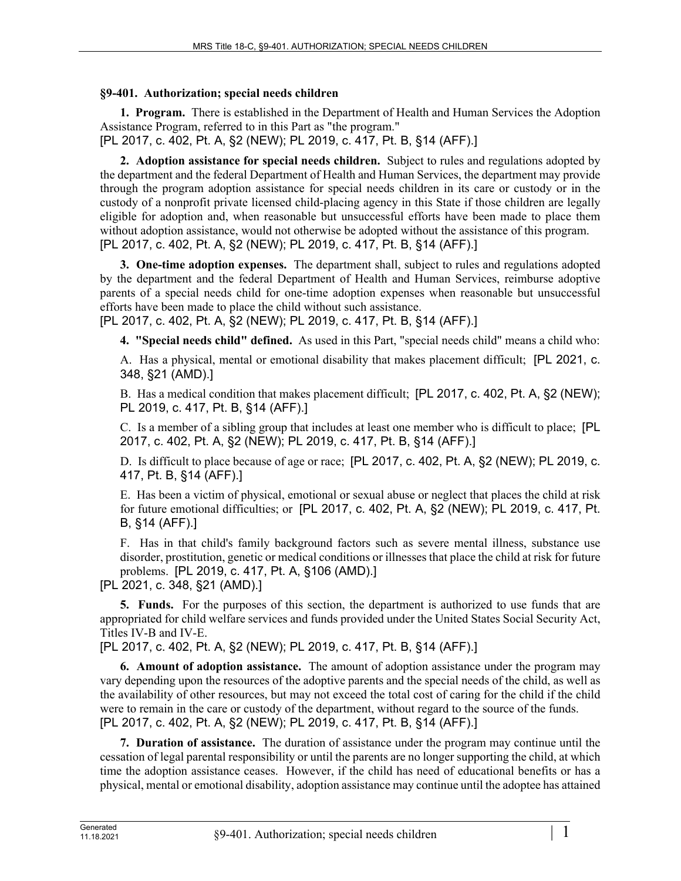### §9-401. Authorization; special needs children

**1. Program.** There is established in the Department of Health and Human Services the Adoption Assistance Program, referred to in this Part as "the program."
[PL 2017, c. 402, Pt. A, §2 (NEW); PL 2019, c. 417, Pt. B, §14 (AFF).]

**2. Adoption assistance for special needs children.** Subject to rules and regulations adopted by the department and the federal Department of Health and Human Services, the department may provide through the program adoption assistance for special needs children in its care or custody or in the custody of a nonprofit private licensed child-placing agency in this State if those children are legally eligible for adoption and, when reasonable but unsuccessful efforts have been made to place them without adoption assistance, would not otherwise be adopted without the assistance of this program.
[PL 2017, c. 402, Pt. A, §2 (NEW); PL 2019, c. 417, Pt. B, §14 (AFF).]

**3. One-time adoption expenses.** The department shall, subject to rules and regulations adopted by the department and the federal Department of Health and Human Services, reimburse adoptive parents of a special needs child for one-time adoption expenses when reasonable but unsuccessful efforts have been made to place the child without such assistance.
[PL 2017, c. 402, Pt. A, §2 (NEW); PL 2019, c. 417, Pt. B, §14 (AFF).]

**4. "Special needs child" defined.** As used in this Part, "special needs child" means a child who:

A. Has a physical, mental or emotional disability that makes placement difficult; [PL 2021, c. 348, §21 (AMD).]

B. Has a medical condition that makes placement difficult; [PL 2017, c. 402, Pt. A, §2 (NEW); PL 2019, c. 417, Pt. B, §14 (AFF).]

C. Is a member of a sibling group that includes at least one member who is difficult to place; [PL 2017, c. 402, Pt. A, §2 (NEW); PL 2019, c. 417, Pt. B, §14 (AFF).]

D. Is difficult to place because of age or race; [PL 2017, c. 402, Pt. A, §2 (NEW); PL 2019, c. 417, Pt. B, §14 (AFF).]

E. Has been a victim of physical, emotional or sexual abuse or neglect that places the child at risk for future emotional difficulties; or [PL 2017, c. 402, Pt. A, §2 (NEW); PL 2019, c. 417, Pt. B, §14 (AFF).]

F. Has in that child's family background factors such as severe mental illness, substance use disorder, prostitution, genetic or medical conditions or illnesses that place the child at risk for future problems. [PL 2019, c. 417, Pt. A, §106 (AMD).]

[PL 2021, c. 348, §21 (AMD).]

**5. Funds.** For the purposes of this section, the department is authorized to use funds that are appropriated for child welfare services and funds provided under the United States Social Security Act, Titles IV-B and IV-E.
[PL 2017, c. 402, Pt. A, §2 (NEW); PL 2019, c. 417, Pt. B, §14 (AFF).]

**6. Amount of adoption assistance.** The amount of adoption assistance under the program may vary depending upon the resources of the adoptive parents and the special needs of the child, as well as the availability of other resources, but may not exceed the total cost of caring for the child if the child were to remain in the care or custody of the department, without regard to the source of the funds.
[PL 2017, c. 402, Pt. A, §2 (NEW); PL 2019, c. 417, Pt. B, §14 (AFF).]

**7. Duration of assistance.** The duration of assistance under the program may continue until the cessation of legal parental responsibility or until the parents are no longer supporting the child, at which time the adoption assistance ceases. However, if the child has need of educational benefits or has a physical, mental or emotional disability, adoption assistance may continue until the adoptee has attained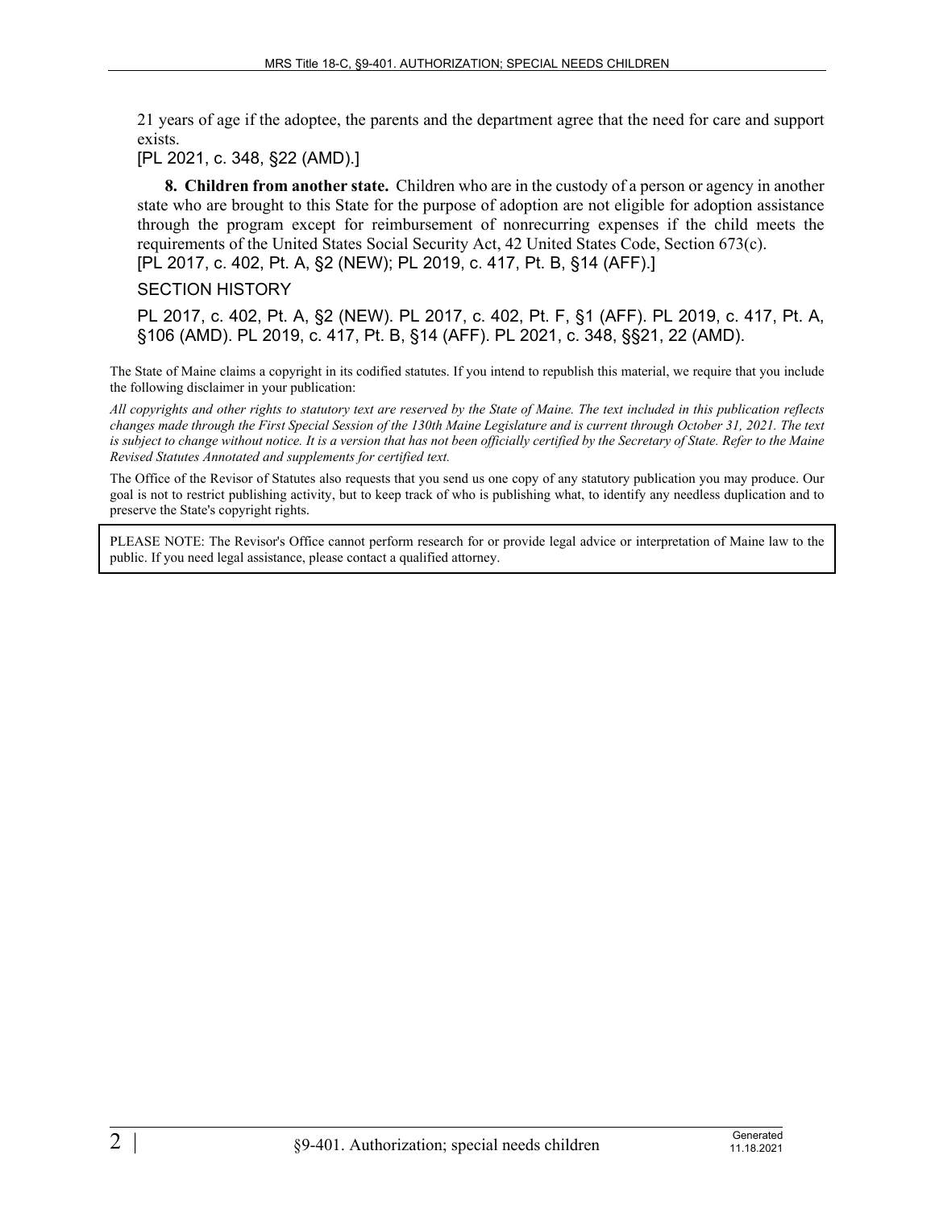21 years of age if the adoptee, the parents and the department agree that the need for care and support exists.

[PL 2021, c. 348, §22 (AMD).]

**8. Children from another state.** Children who are in the custody of a person or agency in another state who are brought to this State for the purpose of adoption are not eligible for adoption assistance through the program except for reimbursement of nonrecurring expenses if the child meets the requirements of the United States Social Security Act, 42 United States Code, Section 673(c).

[PL 2017, c. 402, Pt. A, §2 (NEW); PL 2019, c. 417, Pt. B, §14 (AFF).]

SECTION HISTORY

PL 2017, c. 402, Pt. A, §2 (NEW). PL 2017, c. 402, Pt. F, §1 (AFF). PL 2019, c. 417, Pt. A, §106 (AMD). PL 2019, c. 417, Pt. B, §14 (AFF). PL 2021, c. 348, §§21, 22 (AMD).

The State of Maine claims a copyright in its codified statutes. If you intend to republish this material, we require that you include the following disclaimer in your publication:

*All copyrights and other rights to statutory text are reserved by the State of Maine. The text included in this publication reflects changes made through the First Special Session of the 130th Maine Legislature and is current through October 31, 2021. The text is subject to change without notice. It is a version that has not been officially certified by the Secretary of State. Refer to the Maine Revised Statutes Annotated and supplements for certified text.*

The Office of the Revisor of Statutes also requests that you send us one copy of any statutory publication you may produce. Our goal is not to restrict publishing activity, but to keep track of who is publishing what, to identify any needless duplication and to preserve the State's copyright rights.

PLEASE NOTE: The Revisor's Office cannot perform research for or provide legal advice or interpretation of Maine law to the public. If you need legal assistance, please contact a qualified attorney.